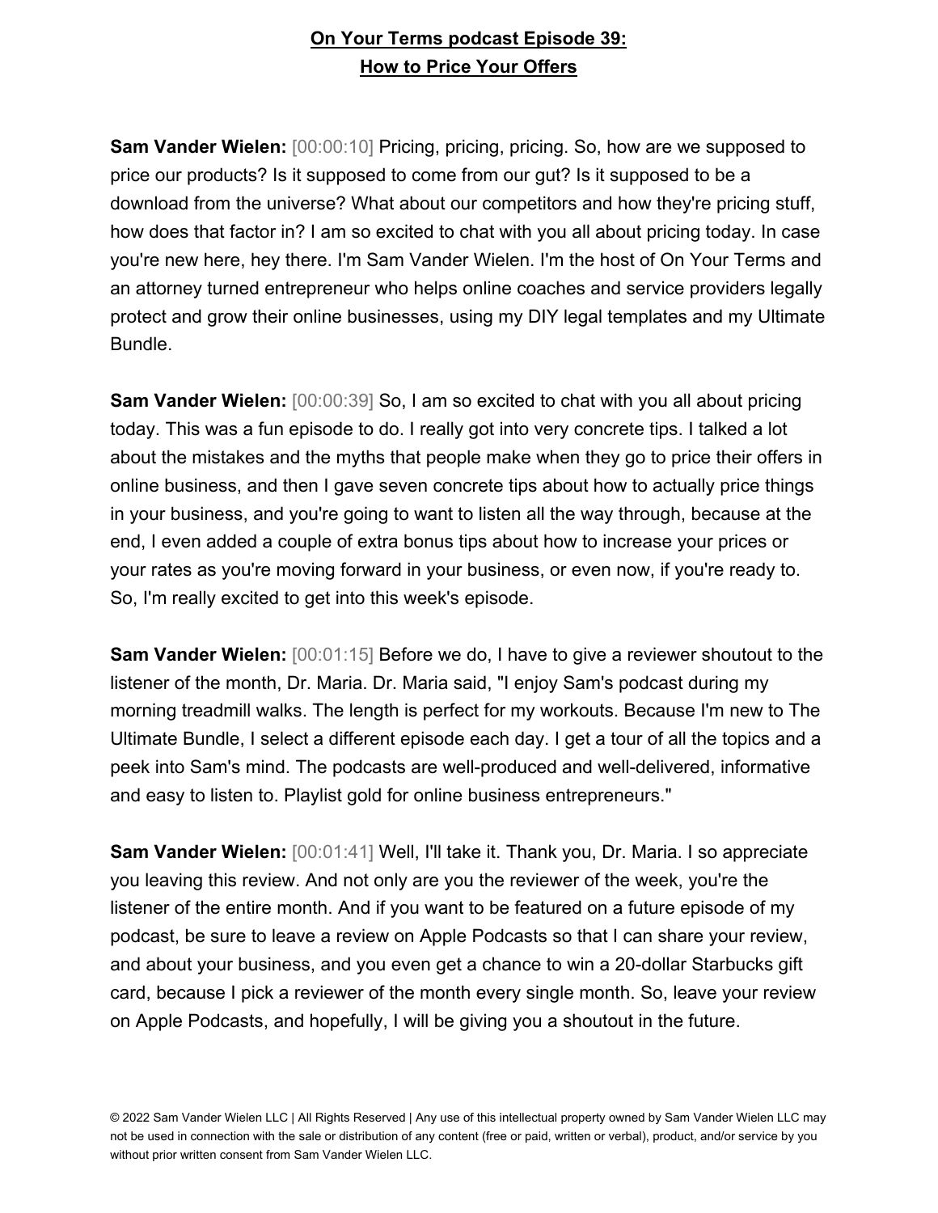**On Your Terms podcast Episode 39:**
**How to Price Your Offers**

**Sam Vander Wielen:** [00:00:10] Pricing, pricing, pricing. So, how are we supposed to price our products? Is it supposed to come from our gut? Is it supposed to be a download from the universe? What about our competitors and how they're pricing stuff, how does that factor in? I am so excited to chat with you all about pricing today. In case you're new here, hey there. I'm Sam Vander Wielen. I'm the host of On Your Terms and an attorney turned entrepreneur who helps online coaches and service providers legally protect and grow their online businesses, using my DIY legal templates and my Ultimate Bundle.

**Sam Vander Wielen:** [00:00:39] So, I am so excited to chat with you all about pricing today. This was a fun episode to do. I really got into very concrete tips. I talked a lot about the mistakes and the myths that people make when they go to price their offers in online business, and then I gave seven concrete tips about how to actually price things in your business, and you're going to want to listen all the way through, because at the end, I even added a couple of extra bonus tips about how to increase your prices or your rates as you're moving forward in your business, or even now, if you're ready to. So, I'm really excited to get into this week's episode.

**Sam Vander Wielen:** [00:01:15] Before we do, I have to give a reviewer shoutout to the listener of the month, Dr. Maria. Dr. Maria said, "I enjoy Sam's podcast during my morning treadmill walks. The length is perfect for my workouts. Because I'm new to The Ultimate Bundle, I select a different episode each day. I get a tour of all the topics and a peek into Sam's mind. The podcasts are well-produced and well-delivered, informative and easy to listen to. Playlist gold for online business entrepreneurs."

**Sam Vander Wielen:** [00:01:41] Well, I'll take it. Thank you, Dr. Maria. I so appreciate you leaving this review. And not only are you the reviewer of the week, you're the listener of the entire month. And if you want to be featured on a future episode of my podcast, be sure to leave a review on Apple Podcasts so that I can share your review, and about your business, and you even get a chance to win a 20-dollar Starbucks gift card, because I pick a reviewer of the month every single month. So, leave your review on Apple Podcasts, and hopefully, I will be giving you a shoutout in the future.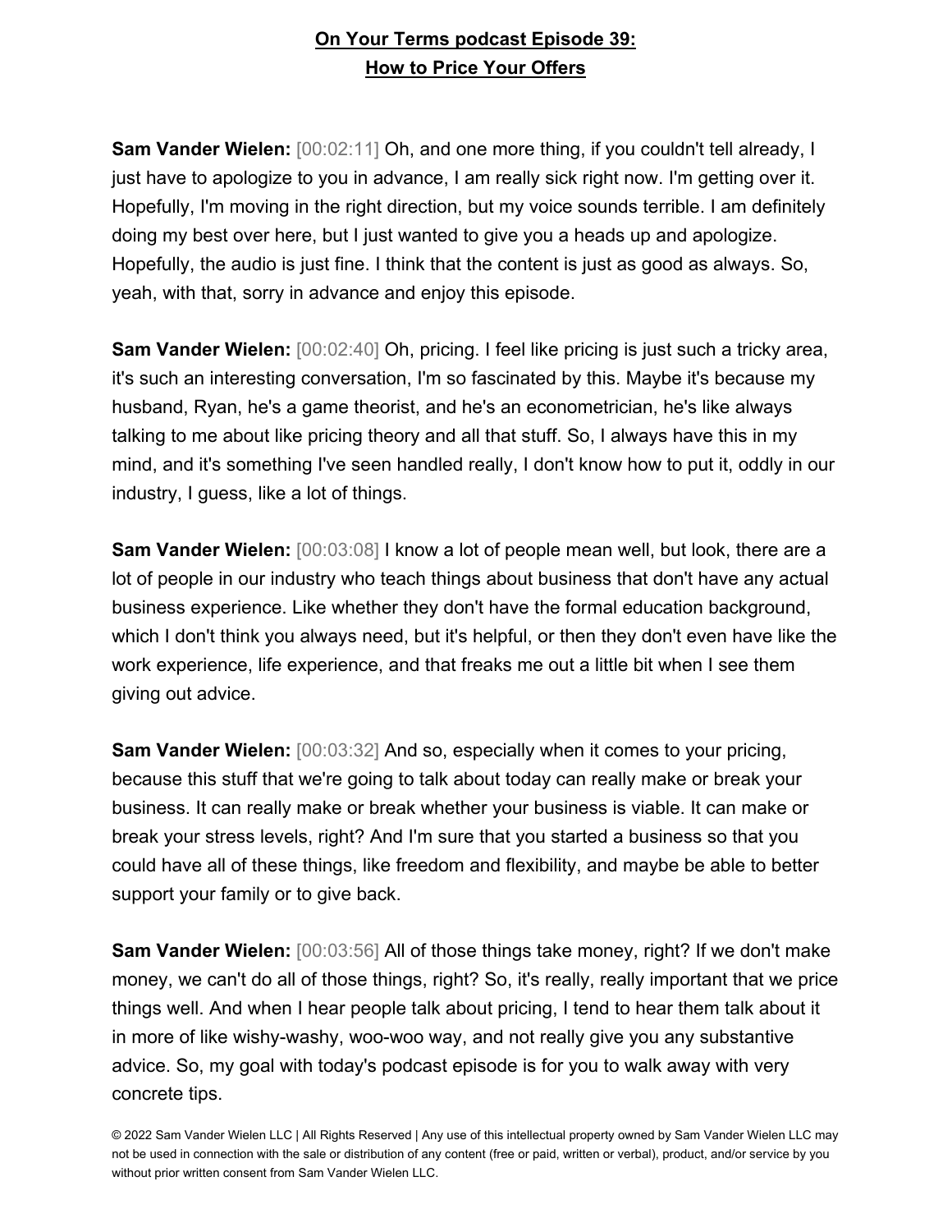# On Your Terms podcast Episode 39: How to Price Your Offers

**Sam Vander Wielen:** [00:02:11] Oh, and one more thing, if you couldn't tell already, I just have to apologize to you in advance, I am really sick right now. I'm getting over it. Hopefully, I'm moving in the right direction, but my voice sounds terrible. I am definitely doing my best over here, but I just wanted to give you a heads up and apologize. Hopefully, the audio is just fine. I think that the content is just as good as always. So, yeah, with that, sorry in advance and enjoy this episode.

**Sam Vander Wielen:** [00:02:40] Oh, pricing. I feel like pricing is just such a tricky area, it's such an interesting conversation, I'm so fascinated by this. Maybe it's because my husband, Ryan, he's a game theorist, and he's an econometrician, he's like always talking to me about like pricing theory and all that stuff. So, I always have this in my mind, and it's something I've seen handled really, I don't know how to put it, oddly in our industry, I guess, like a lot of things.

**Sam Vander Wielen:** [00:03:08] I know a lot of people mean well, but look, there are a lot of people in our industry who teach things about business that don't have any actual business experience. Like whether they don't have the formal education background, which I don't think you always need, but it's helpful, or then they don't even have like the work experience, life experience, and that freaks me out a little bit when I see them giving out advice.

**Sam Vander Wielen:** [00:03:32] And so, especially when it comes to your pricing, because this stuff that we're going to talk about today can really make or break your business. It can really make or break whether your business is viable. It can make or break your stress levels, right? And I'm sure that you started a business so that you could have all of these things, like freedom and flexibility, and maybe be able to better support your family or to give back.

**Sam Vander Wielen:** [00:03:56] All of those things take money, right? If we don't make money, we can't do all of those things, right? So, it's really, really important that we price things well. And when I hear people talk about pricing, I tend to hear them talk about it in more of like wishy-washy, woo-woo way, and not really give you any substantive advice. So, my goal with today's podcast episode is for you to walk away with very concrete tips.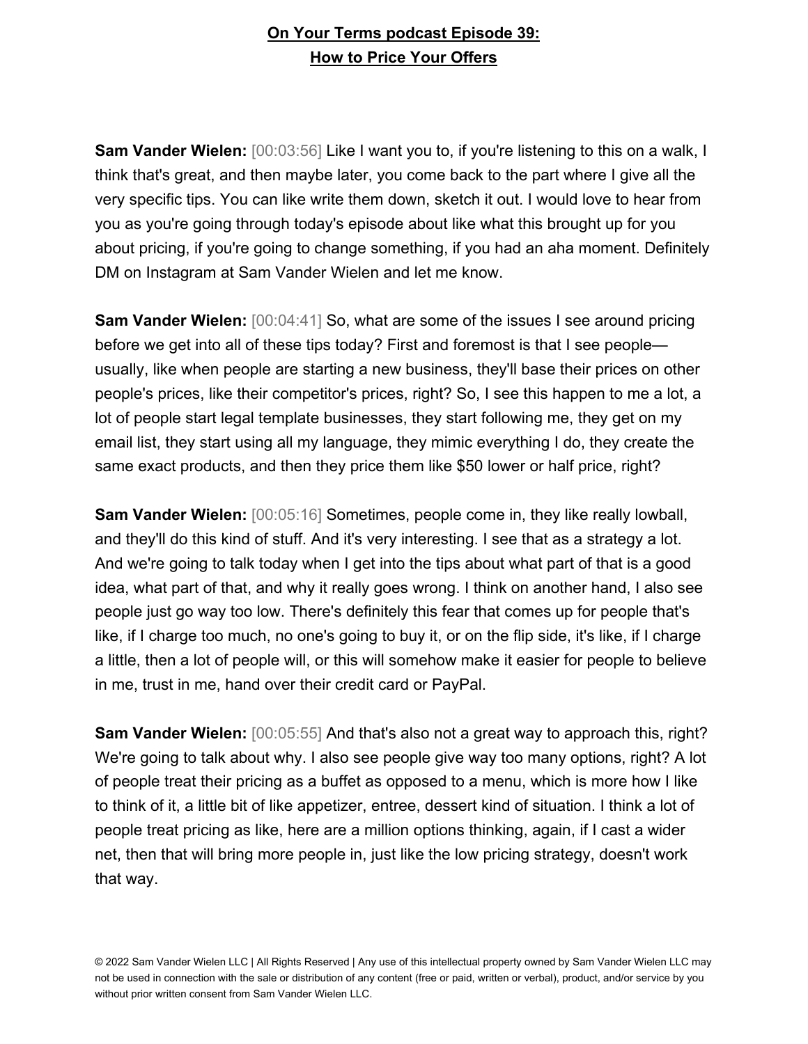**On Your Terms podcast Episode 39: How to Price Your Offers**

**Sam Vander Wielen:** [00:03:56] Like I want you to, if you're listening to this on a walk, I think that's great, and then maybe later, you come back to the part where I give all the very specific tips. You can like write them down, sketch it out. I would love to hear from you as you're going through today's episode about like what this brought up for you about pricing, if you're going to change something, if you had an aha moment. Definitely DM on Instagram at Sam Vander Wielen and let me know.

**Sam Vander Wielen:** [00:04:41] So, what are some of the issues I see around pricing before we get into all of these tips today? First and foremost is that I see people—usually, like when people are starting a new business, they'll base their prices on other people's prices, like their competitor's prices, right? So, I see this happen to me a lot, a lot of people start legal template businesses, they start following me, they get on my email list, they start using all my language, they mimic everything I do, they create the same exact products, and then they price them like $50 lower or half price, right?

**Sam Vander Wielen:** [00:05:16] Sometimes, people come in, they like really lowball, and they'll do this kind of stuff. And it's very interesting. I see that as a strategy a lot. And we're going to talk today when I get into the tips about what part of that is a good idea, what part of that, and why it really goes wrong. I think on another hand, I also see people just go way too low. There's definitely this fear that comes up for people that's like, if I charge too much, no one's going to buy it, or on the flip side, it's like, if I charge a little, then a lot of people will, or this will somehow make it easier for people to believe in me, trust in me, hand over their credit card or PayPal.

**Sam Vander Wielen:** [00:05:55] And that's also not a great way to approach this, right? We're going to talk about why. I also see people give way too many options, right? A lot of people treat their pricing as a buffet as opposed to a menu, which is more how I like to think of it, a little bit of like appetizer, entree, dessert kind of situation. I think a lot of people treat pricing as like, here are a million options thinking, again, if I cast a wider net, then that will bring more people in, just like the low pricing strategy, doesn't work that way.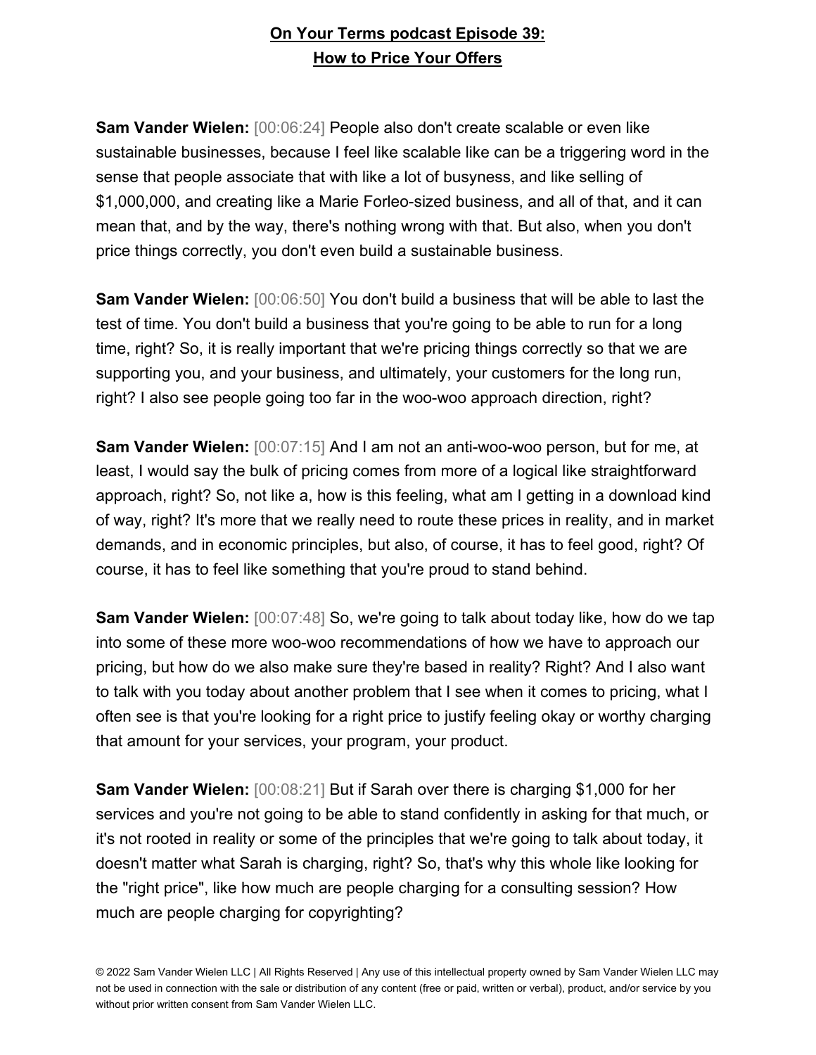**On Your Terms podcast Episode 39:**
**How to Price Your Offers**

**Sam Vander Wielen:** [00:06:24] People also don't create scalable or even like sustainable businesses, because I feel like scalable like can be a triggering word in the sense that people associate that with like a lot of busyness, and like selling of $1,000,000, and creating like a Marie Forleo-sized business, and all of that, and it can mean that, and by the way, there's nothing wrong with that. But also, when you don't price things correctly, you don't even build a sustainable business.

**Sam Vander Wielen:** [00:06:50] You don't build a business that will be able to last the test of time. You don't build a business that you're going to be able to run for a long time, right? So, it is really important that we're pricing things correctly so that we are supporting you, and your business, and ultimately, your customers for the long run, right? I also see people going too far in the woo-woo approach direction, right?

**Sam Vander Wielen:** [00:07:15] And I am not an anti-woo-woo person, but for me, at least, I would say the bulk of pricing comes from more of a logical like straightforward approach, right? So, not like a, how is this feeling, what am I getting in a download kind of way, right? It's more that we really need to route these prices in reality, and in market demands, and in economic principles, but also, of course, it has to feel good, right? Of course, it has to feel like something that you're proud to stand behind.

**Sam Vander Wielen:** [00:07:48] So, we're going to talk about today like, how do we tap into some of these more woo-woo recommendations of how we have to approach our pricing, but how do we also make sure they're based in reality? Right? And I also want to talk with you today about another problem that I see when it comes to pricing, what I often see is that you're looking for a right price to justify feeling okay or worthy charging that amount for your services, your program, your product.

**Sam Vander Wielen:** [00:08:21] But if Sarah over there is charging $1,000 for her services and you're not going to be able to stand confidently in asking for that much, or it's not rooted in reality or some of the principles that we're going to talk about today, it doesn't matter what Sarah is charging, right? So, that's why this whole like looking for the "right price", like how much are people charging for a consulting session? How much are people charging for copyrighting?

© 2022 Sam Vander Wielen LLC | All Rights Reserved | Any use of this intellectual property owned by Sam Vander Wielen LLC may not be used in connection with the sale or distribution of any content (free or paid, written or verbal), product, and/or service by you without prior written consent from Sam Vander Wielen LLC.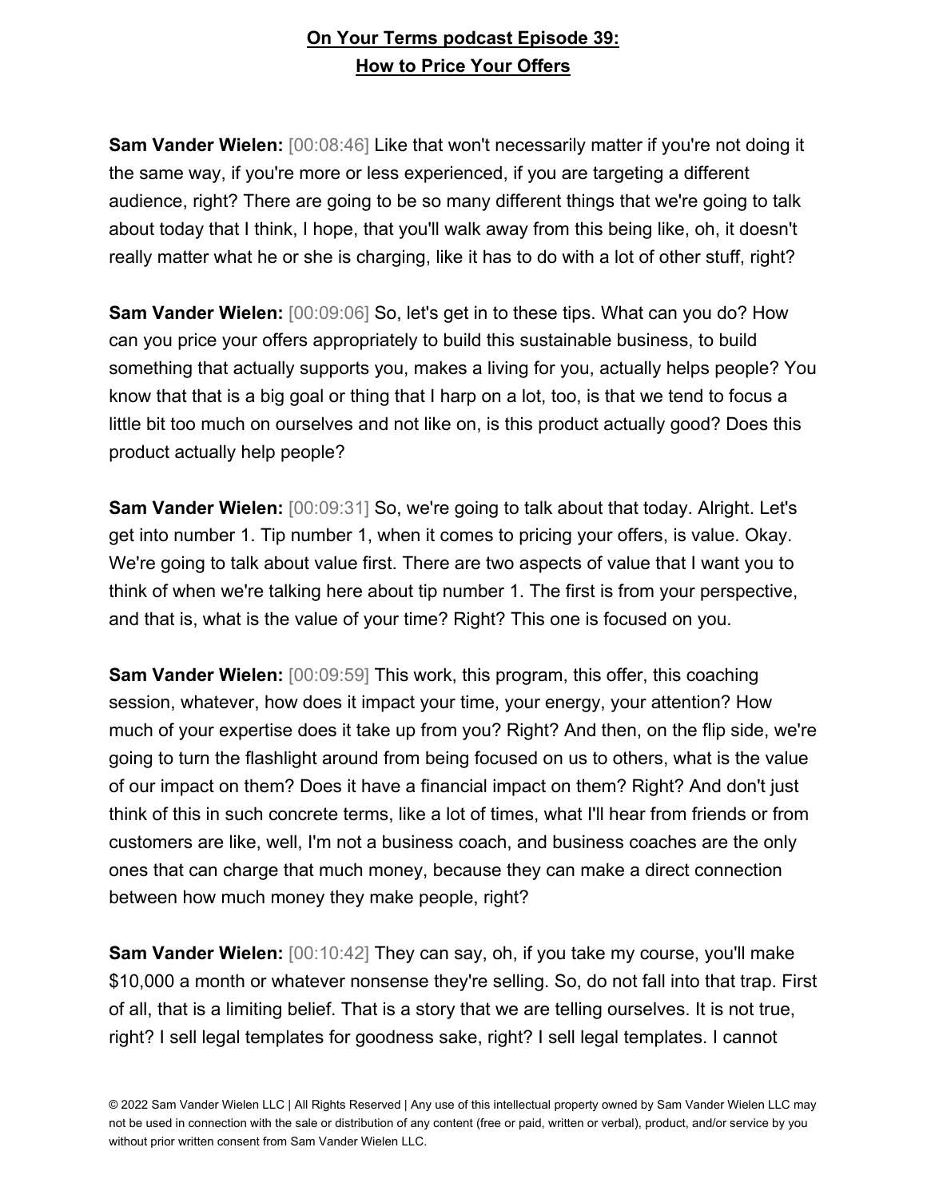**Sam Vander Wielen:** [00:08:46] Like that won't necessarily matter if you're not doing it the same way, if you're more or less experienced, if you are targeting a different audience, right? There are going to be so many different things that we're going to talk about today that I think, I hope, that you'll walk away from this being like, oh, it doesn't really matter what he or she is charging, like it has to do with a lot of other stuff, right?

**Sam Vander Wielen:** [00:09:06] So, let's get in to these tips. What can you do? How can you price your offers appropriately to build this sustainable business, to build something that actually supports you, makes a living for you, actually helps people? You know that that is a big goal or thing that I harp on a lot, too, is that we tend to focus a little bit too much on ourselves and not like on, is this product actually good? Does this product actually help people?

**Sam Vander Wielen:** [00:09:31] So, we're going to talk about that today. Alright. Let's get into number 1. Tip number 1, when it comes to pricing your offers, is value. Okay. We're going to talk about value first. There are two aspects of value that I want you to think of when we're talking here about tip number 1. The first is from your perspective, and that is, what is the value of your time? Right? This one is focused on you.

**Sam Vander Wielen:** [00:09:59] This work, this program, this offer, this coaching session, whatever, how does it impact your time, your energy, your attention? How much of your expertise does it take up from you? Right? And then, on the flip side, we're going to turn the flashlight around from being focused on us to others, what is the value of our impact on them? Does it have a financial impact on them? Right? And don't just think of this in such concrete terms, like a lot of times, what I'll hear from friends or from customers are like, well, I'm not a business coach, and business coaches are the only ones that can charge that much money, because they can make a direct connection between how much money they make people, right?

**Sam Vander Wielen:** [00:10:42] They can say, oh, if you take my course, you'll make $10,000 a month or whatever nonsense they're selling. So, do not fall into that trap. First of all, that is a limiting belief. That is a story that we are telling ourselves. It is not true, right? I sell legal templates for goodness sake, right? I sell legal templates. I cannot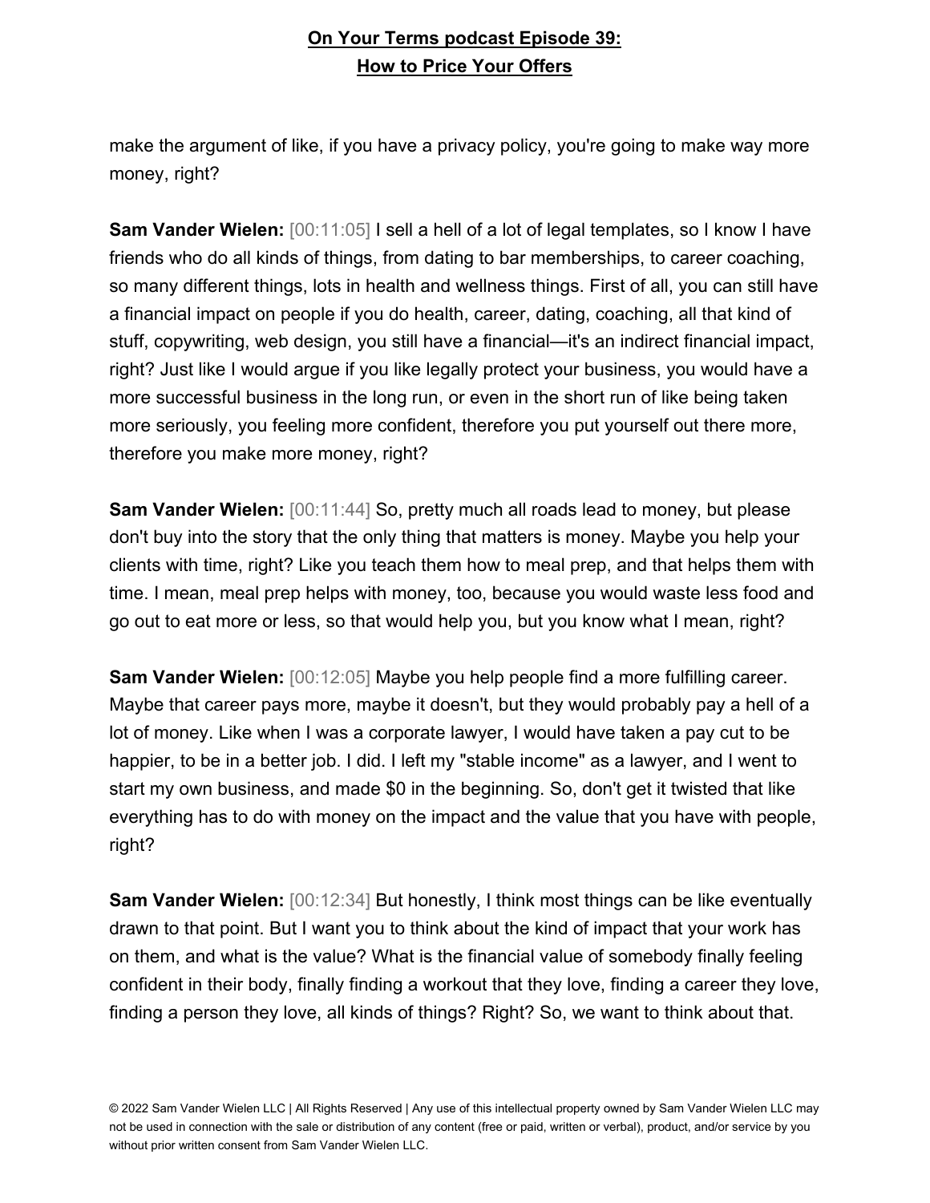make the argument of like, if you have a privacy policy, you're going to make way more money, right?

**Sam Vander Wielen:** [00:11:05] I sell a hell of a lot of legal templates, so I know I have friends who do all kinds of things, from dating to bar memberships, to career coaching, so many different things, lots in health and wellness things. First of all, you can still have a financial impact on people if you do health, career, dating, coaching, all that kind of stuff, copywriting, web design, you still have a financial—it's an indirect financial impact, right? Just like I would argue if you like legally protect your business, you would have a more successful business in the long run, or even in the short run of like being taken more seriously, you feeling more confident, therefore you put yourself out there more, therefore you make more money, right?

**Sam Vander Wielen:** [00:11:44] So, pretty much all roads lead to money, but please don't buy into the story that the only thing that matters is money. Maybe you help your clients with time, right? Like you teach them how to meal prep, and that helps them with time. I mean, meal prep helps with money, too, because you would waste less food and go out to eat more or less, so that would help you, but you know what I mean, right?

**Sam Vander Wielen:** [00:12:05] Maybe you help people find a more fulfilling career. Maybe that career pays more, maybe it doesn't, but they would probably pay a hell of a lot of money. Like when I was a corporate lawyer, I would have taken a pay cut to be happier, to be in a better job. I did. I left my "stable income" as a lawyer, and I went to start my own business, and made $0 in the beginning. So, don't get it twisted that like everything has to do with money on the impact and the value that you have with people, right?

**Sam Vander Wielen:** [00:12:34] But honestly, I think most things can be like eventually drawn to that point. But I want you to think about the kind of impact that your work has on them, and what is the value? What is the financial value of somebody finally feeling confident in their body, finally finding a workout that they love, finding a career they love, finding a person they love, all kinds of things? Right? So, we want to think about that.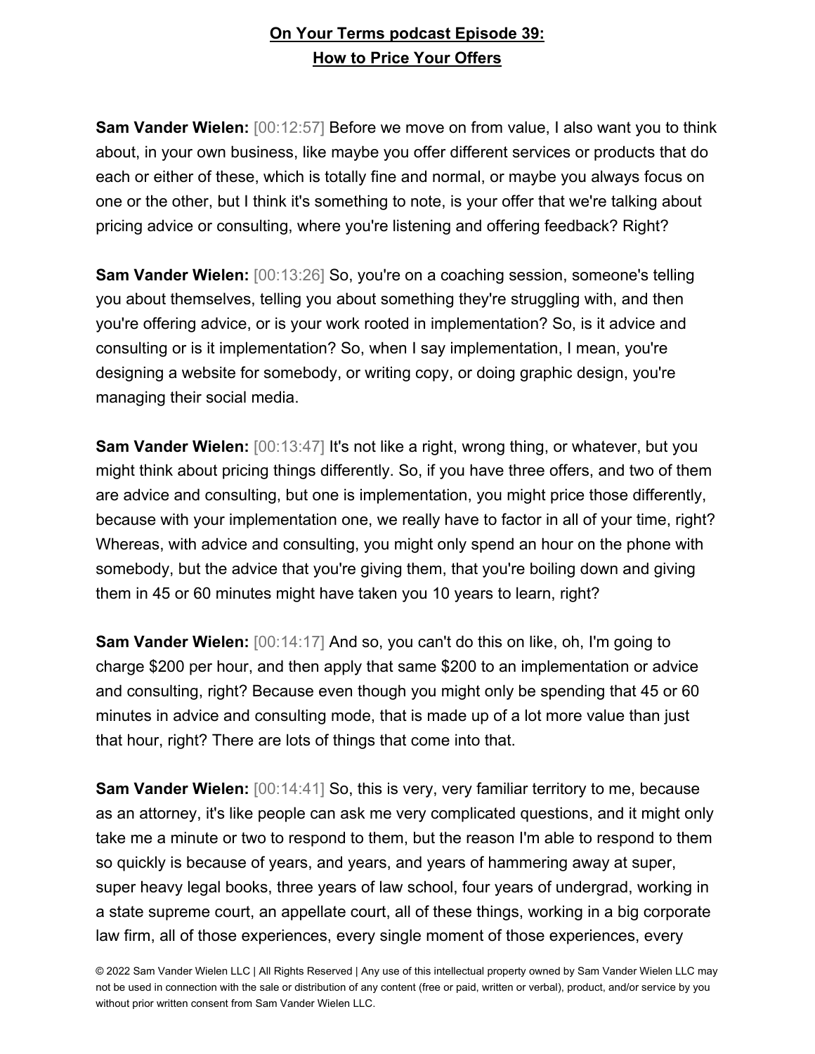**On Your Terms podcast Episode 39: How to Price Your Offers**

**Sam Vander Wielen:** [00:12:57] Before we move on from value, I also want you to think about, in your own business, like maybe you offer different services or products that do each or either of these, which is totally fine and normal, or maybe you always focus on one or the other, but I think it's something to note, is your offer that we're talking about pricing advice or consulting, where you're listening and offering feedback? Right?

**Sam Vander Wielen:** [00:13:26] So, you're on a coaching session, someone's telling you about themselves, telling you about something they're struggling with, and then you're offering advice, or is your work rooted in implementation? So, is it advice and consulting or is it implementation? So, when I say implementation, I mean, you're designing a website for somebody, or writing copy, or doing graphic design, you're managing their social media.

**Sam Vander Wielen:** [00:13:47] It's not like a right, wrong thing, or whatever, but you might think about pricing things differently. So, if you have three offers, and two of them are advice and consulting, but one is implementation, you might price those differently, because with your implementation one, we really have to factor in all of your time, right? Whereas, with advice and consulting, you might only spend an hour on the phone with somebody, but the advice that you're giving them, that you're boiling down and giving them in 45 or 60 minutes might have taken you 10 years to learn, right?

**Sam Vander Wielen:** [00:14:17] And so, you can't do this on like, oh, I'm going to charge $200 per hour, and then apply that same $200 to an implementation or advice and consulting, right? Because even though you might only be spending that 45 or 60 minutes in advice and consulting mode, that is made up of a lot more value than just that hour, right? There are lots of things that come into that.

**Sam Vander Wielen:** [00:14:41] So, this is very, very familiar territory to me, because as an attorney, it's like people can ask me very complicated questions, and it might only take me a minute or two to respond to them, but the reason I'm able to respond to them so quickly is because of years, and years, and years of hammering away at super, super heavy legal books, three years of law school, four years of undergrad, working in a state supreme court, an appellate court, all of these things, working in a big corporate law firm, all of those experiences, every single moment of those experiences, every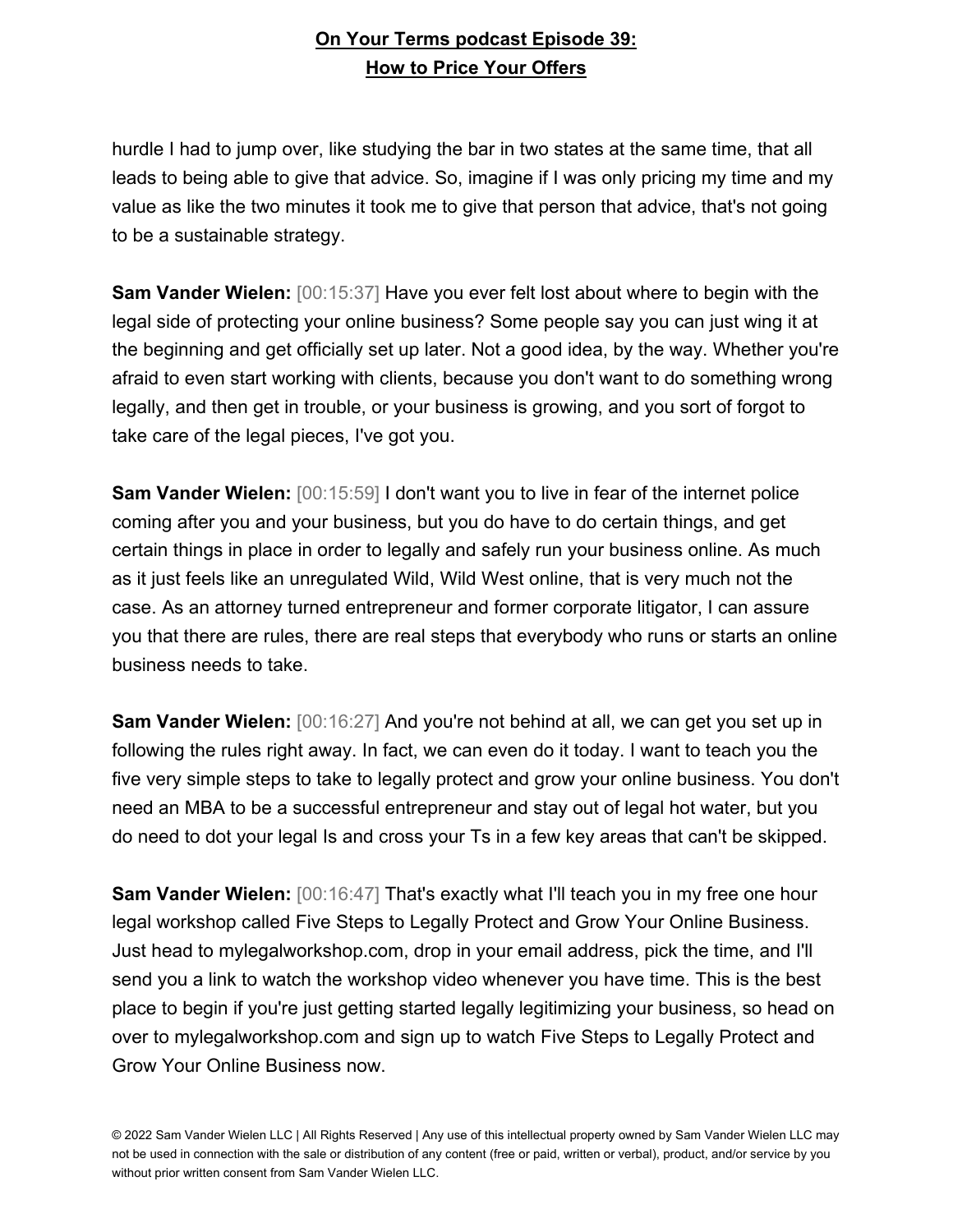hurdle I had to jump over, like studying the bar in two states at the same time, that all leads to being able to give that advice. So, imagine if I was only pricing my time and my value as like the two minutes it took me to give that person that advice, that's not going to be a sustainable strategy.

**Sam Vander Wielen:** [00:15:37] Have you ever felt lost about where to begin with the legal side of protecting your online business? Some people say you can just wing it at the beginning and get officially set up later. Not a good idea, by the way. Whether you're afraid to even start working with clients, because you don't want to do something wrong legally, and then get in trouble, or your business is growing, and you sort of forgot to take care of the legal pieces, I've got you.

**Sam Vander Wielen:** [00:15:59] I don't want you to live in fear of the internet police coming after you and your business, but you do have to do certain things, and get certain things in place in order to legally and safely run your business online. As much as it just feels like an unregulated Wild, Wild West online, that is very much not the case. As an attorney turned entrepreneur and former corporate litigator, I can assure you that there are rules, there are real steps that everybody who runs or starts an online business needs to take.

**Sam Vander Wielen:** [00:16:27] And you're not behind at all, we can get you set up in following the rules right away. In fact, we can even do it today. I want to teach you the five very simple steps to take to legally protect and grow your online business. You don't need an MBA to be a successful entrepreneur and stay out of legal hot water, but you do need to dot your legal Is and cross your Ts in a few key areas that can't be skipped.

**Sam Vander Wielen:** [00:16:47] That's exactly what I'll teach you in my free one hour legal workshop called Five Steps to Legally Protect and Grow Your Online Business. Just head to mylegalworkshop.com, drop in your email address, pick the time, and I'll send you a link to watch the workshop video whenever you have time. This is the best place to begin if you're just getting started legally legitimizing your business, so head on over to mylegalworkshop.com and sign up to watch Five Steps to Legally Protect and Grow Your Online Business now.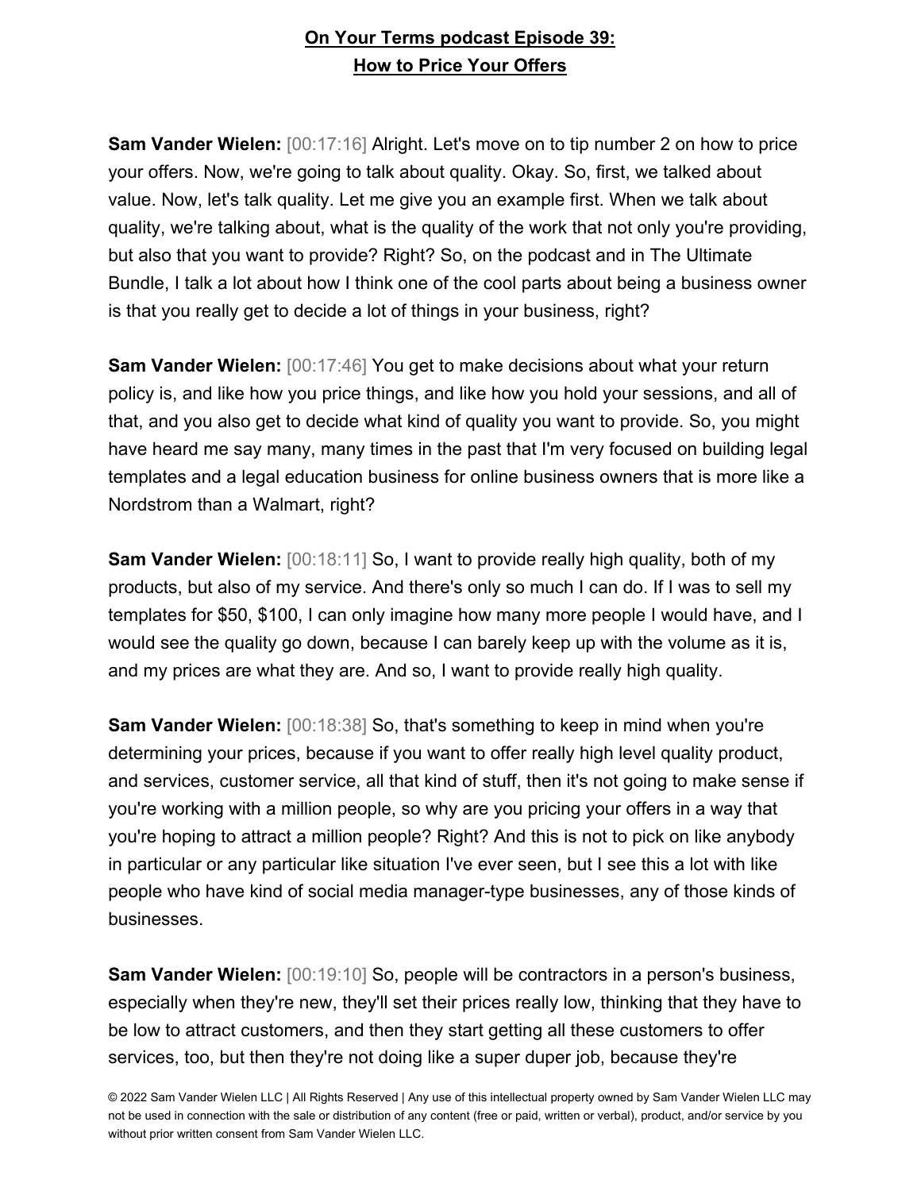**On Your Terms podcast Episode 39:**
**How to Price Your Offers**

**Sam Vander Wielen:** [00:17:16] Alright. Let's move on to tip number 2 on how to price your offers. Now, we're going to talk about quality. Okay. So, first, we talked about value. Now, let's talk quality. Let me give you an example first. When we talk about quality, we're talking about, what is the quality of the work that not only you're providing, but also that you want to provide? Right? So, on the podcast and in The Ultimate Bundle, I talk a lot about how I think one of the cool parts about being a business owner is that you really get to decide a lot of things in your business, right?

**Sam Vander Wielen:** [00:17:46] You get to make decisions about what your return policy is, and like how you price things, and like how you hold your sessions, and all of that, and you also get to decide what kind of quality you want to provide. So, you might have heard me say many, many times in the past that I'm very focused on building legal templates and a legal education business for online business owners that is more like a Nordstrom than a Walmart, right?

**Sam Vander Wielen:** [00:18:11] So, I want to provide really high quality, both of my products, but also of my service. And there's only so much I can do. If I was to sell my templates for $50, $100, I can only imagine how many more people I would have, and I would see the quality go down, because I can barely keep up with the volume as it is, and my prices are what they are. And so, I want to provide really high quality.

**Sam Vander Wielen:** [00:18:38] So, that's something to keep in mind when you're determining your prices, because if you want to offer really high level quality product, and services, customer service, all that kind of stuff, then it's not going to make sense if you're working with a million people, so why are you pricing your offers in a way that you're hoping to attract a million people? Right? And this is not to pick on like anybody in particular or any particular like situation I've ever seen, but I see this a lot with like people who have kind of social media manager-type businesses, any of those kinds of businesses.

**Sam Vander Wielen:** [00:19:10] So, people will be contractors in a person's business, especially when they're new, they'll set their prices really low, thinking that they have to be low to attract customers, and then they start getting all these customers to offer services, too, but then they're not doing like a super duper job, because they're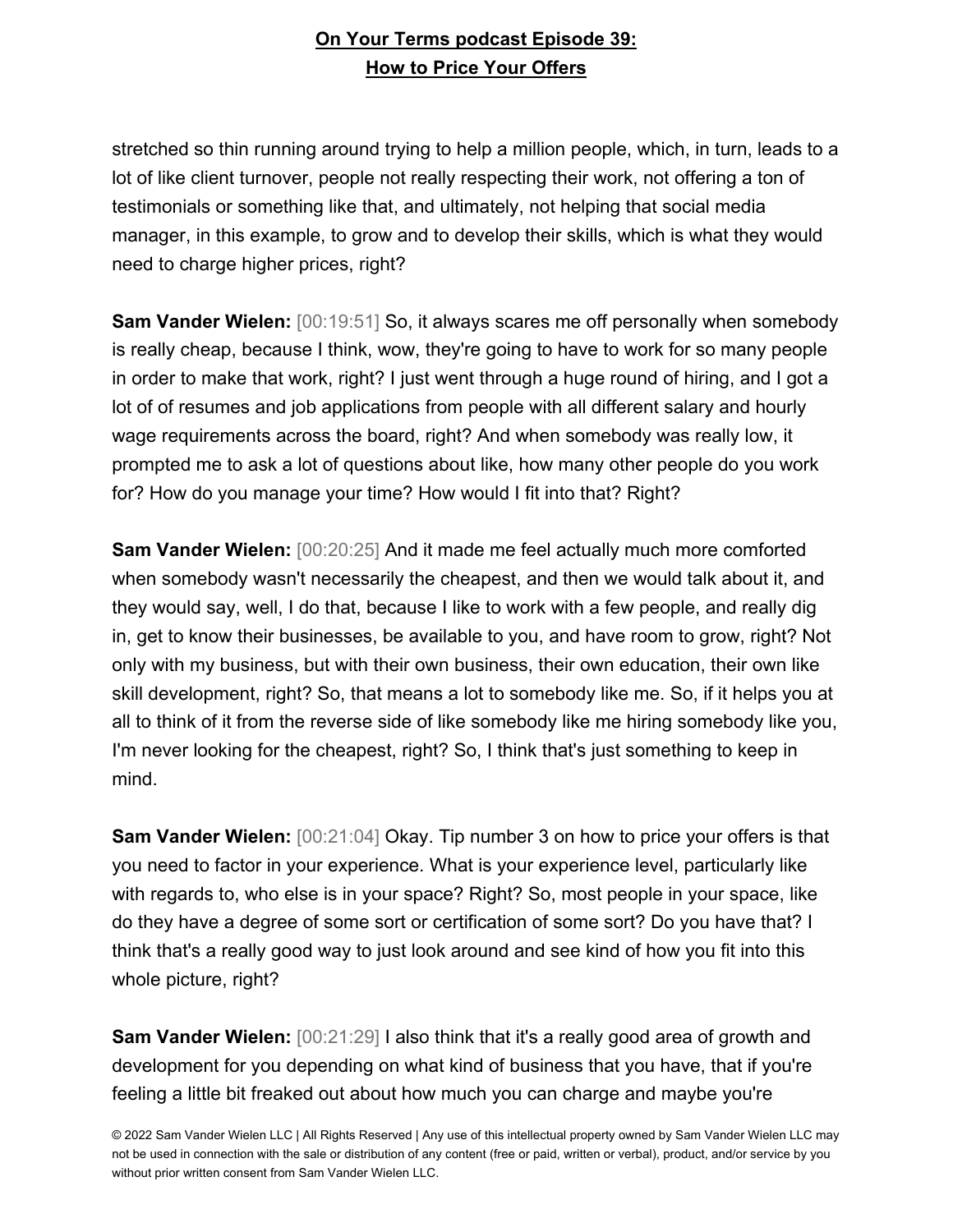stretched so thin running around trying to help a million people, which, in turn, leads to a lot of like client turnover, people not really respecting their work, not offering a ton of testimonials or something like that, and ultimately, not helping that social media manager, in this example, to grow and to develop their skills, which is what they would need to charge higher prices, right?

**Sam Vander Wielen:** [00:19:51] So, it always scares me off personally when somebody is really cheap, because I think, wow, they're going to have to work for so many people in order to make that work, right? I just went through a huge round of hiring, and I got a lot of of resumes and job applications from people with all different salary and hourly wage requirements across the board, right? And when somebody was really low, it prompted me to ask a lot of questions about like, how many other people do you work for? How do you manage your time? How would I fit into that? Right?

**Sam Vander Wielen:** [00:20:25] And it made me feel actually much more comforted when somebody wasn't necessarily the cheapest, and then we would talk about it, and they would say, well, I do that, because I like to work with a few people, and really dig in, get to know their businesses, be available to you, and have room to grow, right? Not only with my business, but with their own business, their own education, their own like skill development, right? So, that means a lot to somebody like me. So, if it helps you at all to think of it from the reverse side of like somebody like me hiring somebody like you, I'm never looking for the cheapest, right? So, I think that's just something to keep in mind.

**Sam Vander Wielen:** [00:21:04] Okay. Tip number 3 on how to price your offers is that you need to factor in your experience. What is your experience level, particularly like with regards to, who else is in your space? Right? So, most people in your space, like do they have a degree of some sort or certification of some sort? Do you have that? I think that's a really good way to just look around and see kind of how you fit into this whole picture, right?

**Sam Vander Wielen:** [00:21:29] I also think that it's a really good area of growth and development for you depending on what kind of business that you have, that if you're feeling a little bit freaked out about how much you can charge and maybe you're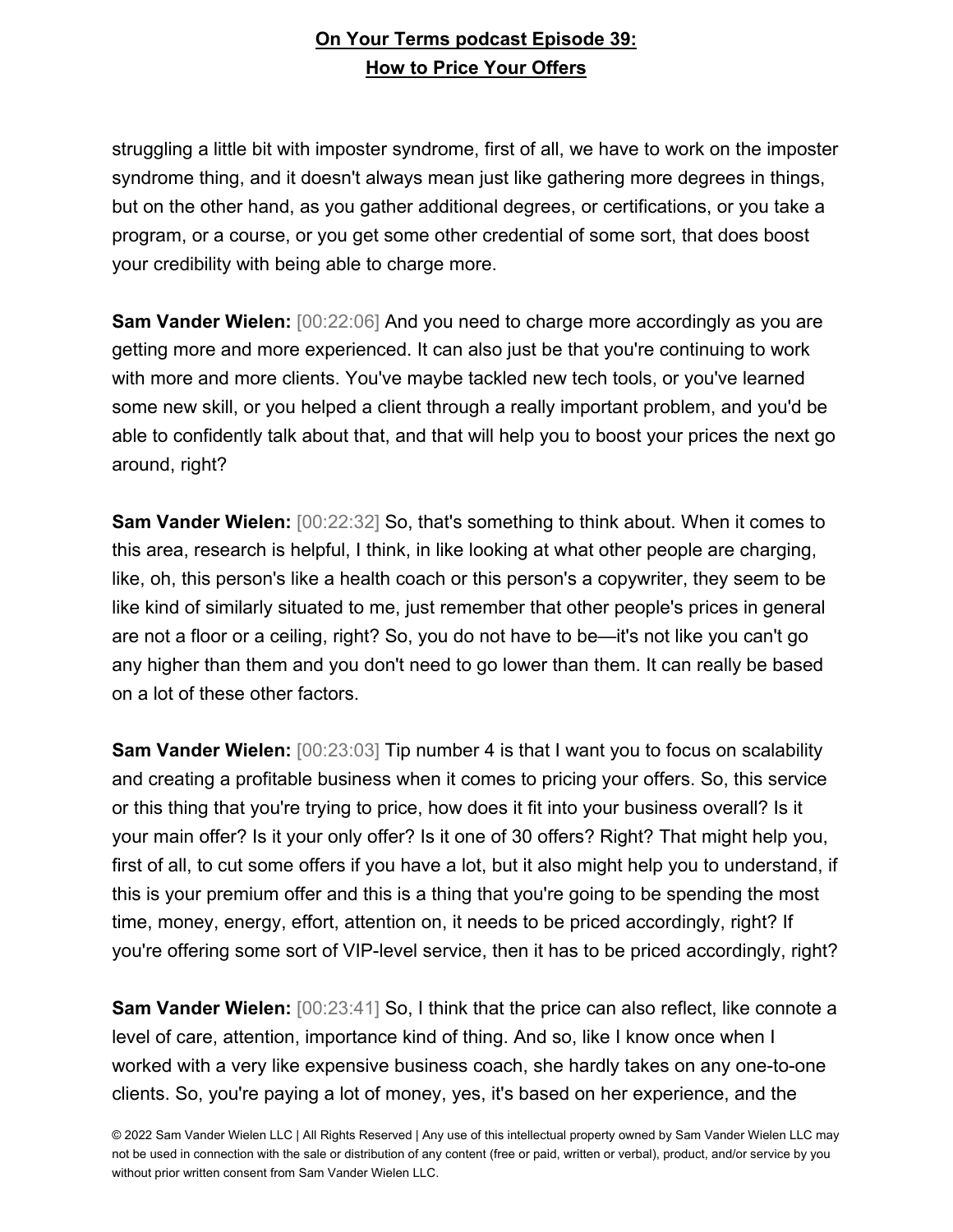struggling a little bit with imposter syndrome, first of all, we have to work on the imposter syndrome thing, and it doesn't always mean just like gathering more degrees in things, but on the other hand, as you gather additional degrees, or certifications, or you take a program, or a course, or you get some other credential of some sort, that does boost your credibility with being able to charge more.

**Sam Vander Wielen:** [00:22:06] And you need to charge more accordingly as you are getting more and more experienced. It can also just be that you're continuing to work with more and more clients. You've maybe tackled new tech tools, or you've learned some new skill, or you helped a client through a really important problem, and you'd be able to confidently talk about that, and that will help you to boost your prices the next go around, right?

**Sam Vander Wielen:** [00:22:32] So, that's something to think about. When it comes to this area, research is helpful, I think, in like looking at what other people are charging, like, oh, this person's like a health coach or this person's a copywriter, they seem to be like kind of similarly situated to me, just remember that other people's prices in general are not a floor or a ceiling, right? So, you do not have to be—it's not like you can't go any higher than them and you don't need to go lower than them. It can really be based on a lot of these other factors.

**Sam Vander Wielen:** [00:23:03] Tip number 4 is that I want you to focus on scalability and creating a profitable business when it comes to pricing your offers. So, this service or this thing that you're trying to price, how does it fit into your business overall? Is it your main offer? Is it your only offer? Is it one of 30 offers? Right? That might help you, first of all, to cut some offers if you have a lot, but it also might help you to understand, if this is your premium offer and this is a thing that you're going to be spending the most time, money, energy, effort, attention on, it needs to be priced accordingly, right? If you're offering some sort of VIP-level service, then it has to be priced accordingly, right?

**Sam Vander Wielen:** [00:23:41] So, I think that the price can also reflect, like connote a level of care, attention, importance kind of thing. And so, like I know once when I worked with a very like expensive business coach, she hardly takes on any one-to-one clients. So, you're paying a lot of money, yes, it's based on her experience, and the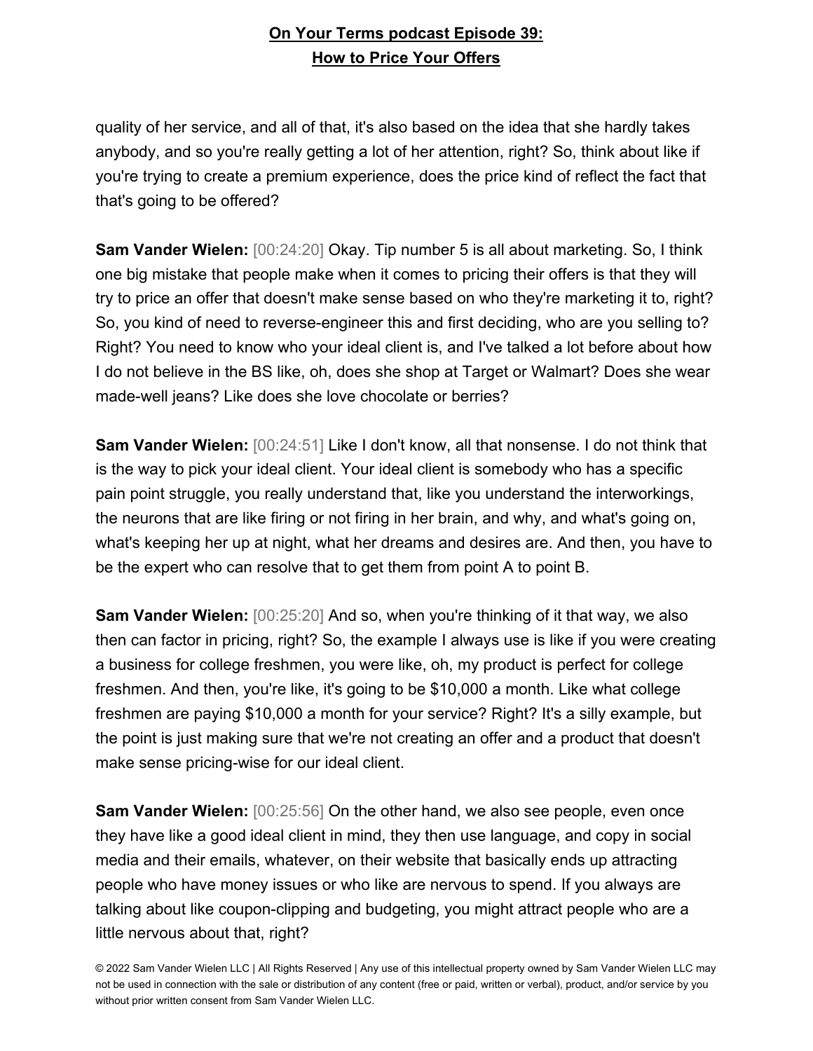quality of her service, and all of that, it's also based on the idea that she hardly takes anybody, and so you're really getting a lot of her attention, right? So, think about like if you're trying to create a premium experience, does the price kind of reflect the fact that that's going to be offered?

**Sam Vander Wielen:** [00:24:20] Okay. Tip number 5 is all about marketing. So, I think one big mistake that people make when it comes to pricing their offers is that they will try to price an offer that doesn't make sense based on who they're marketing it to, right? So, you kind of need to reverse-engineer this and first deciding, who are you selling to? Right? You need to know who your ideal client is, and I've talked a lot before about how I do not believe in the BS like, oh, does she shop at Target or Walmart? Does she wear made-well jeans? Like does she love chocolate or berries?

**Sam Vander Wielen:** [00:24:51] Like I don't know, all that nonsense. I do not think that is the way to pick your ideal client. Your ideal client is somebody who has a specific pain point struggle, you really understand that, like you understand the interworkings, the neurons that are like firing or not firing in her brain, and why, and what's going on, what's keeping her up at night, what her dreams and desires are. And then, you have to be the expert who can resolve that to get them from point A to point B.

**Sam Vander Wielen:** [00:25:20] And so, when you're thinking of it that way, we also then can factor in pricing, right? So, the example I always use is like if you were creating a business for college freshmen, you were like, oh, my product is perfect for college freshmen. And then, you're like, it's going to be $10,000 a month. Like what college freshmen are paying $10,000 a month for your service? Right? It's a silly example, but the point is just making sure that we're not creating an offer and a product that doesn't make sense pricing-wise for our ideal client.

**Sam Vander Wielen:** [00:25:56] On the other hand, we also see people, even once they have like a good ideal client in mind, they then use language, and copy in social media and their emails, whatever, on their website that basically ends up attracting people who have money issues or who like are nervous to spend. If you always are talking about like coupon-clipping and budgeting, you might attract people who are a little nervous about that, right?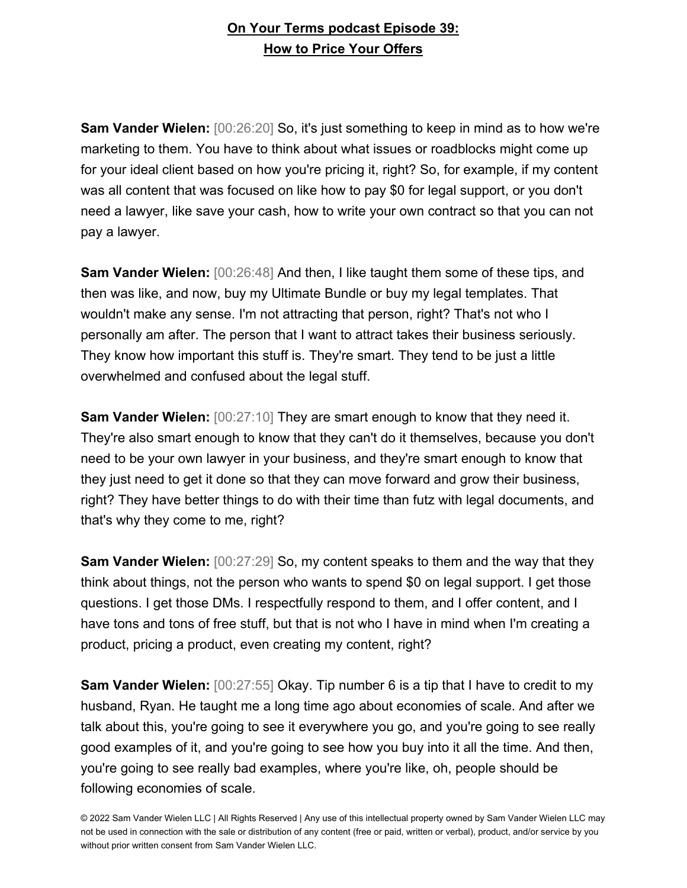Sam Vander Wielen: [00:26:20] So, it's just something to keep in mind as to how we're marketing to them. You have to think about what issues or roadblocks might come up for your ideal client based on how you're pricing it, right? So, for example, if my content was all content that was focused on like how to pay $0 for legal support, or you don't need a lawyer, like save your cash, how to write your own contract so that you can not pay a lawyer.

Sam Vander Wielen: [00:26:48] And then, I like taught them some of these tips, and then was like, and now, buy my Ultimate Bundle or buy my legal templates. That wouldn't make any sense. I'm not attracting that person, right? That's not who I personally am after. The person that I want to attract takes their business seriously. They know how important this stuff is. They're smart. They tend to be just a little overwhelmed and confused about the legal stuff.

Sam Vander Wielen: [00:27:10] They are smart enough to know that they need it. They're also smart enough to know that they can't do it themselves, because you don't need to be your own lawyer in your business, and they're smart enough to know that they just need to get it done so that they can move forward and grow their business, right? They have better things to do with their time than futz with legal documents, and that's why they come to me, right?

Sam Vander Wielen: [00:27:29] So, my content speaks to them and the way that they think about things, not the person who wants to spend $0 on legal support. I get those questions. I get those DMs. I respectfully respond to them, and I offer content, and I have tons and tons of free stuff, but that is not who I have in mind when I'm creating a product, pricing a product, even creating my content, right?

Sam Vander Wielen: [00:27:55] Okay. Tip number 6 is a tip that I have to credit to my husband, Ryan. He taught me a long time ago about economies of scale. And after we talk about this, you're going to see it everywhere you go, and you're going to see really good examples of it, and you're going to see how you buy into it all the time. And then, you're going to see really bad examples, where you're like, oh, people should be following economies of scale.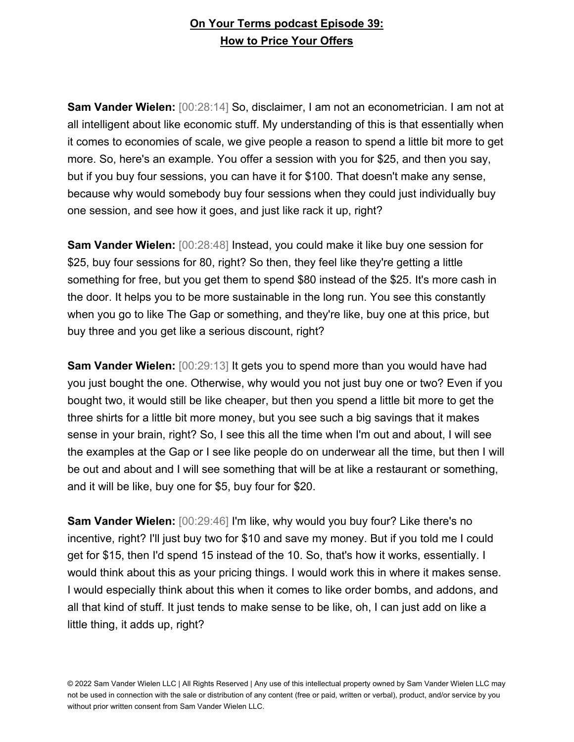**On Your Terms podcast Episode 39:**
**How to Price Your Offers**

**Sam Vander Wielen:** [00:28:14] So, disclaimer, I am not an econometrician. I am not at all intelligent about like economic stuff. My understanding of this is that essentially when it comes to economies of scale, we give people a reason to spend a little bit more to get more. So, here's an example. You offer a session with you for $25, and then you say, but if you buy four sessions, you can have it for $100. That doesn't make any sense, because why would somebody buy four sessions when they could just individually buy one session, and see how it goes, and just like rack it up, right?

**Sam Vander Wielen:** [00:28:48] Instead, you could make it like buy one session for $25, buy four sessions for 80, right? So then, they feel like they're getting a little something for free, but you get them to spend $80 instead of the $25. It's more cash in the door. It helps you to be more sustainable in the long run. You see this constantly when you go to like The Gap or something, and they're like, buy one at this price, but buy three and you get like a serious discount, right?

**Sam Vander Wielen:** [00:29:13] It gets you to spend more than you would have had you just bought the one. Otherwise, why would you not just buy one or two? Even if you bought two, it would still be like cheaper, but then you spend a little bit more to get the three shirts for a little bit more money, but you see such a big savings that it makes sense in your brain, right? So, I see this all the time when I'm out and about, I will see the examples at the Gap or I see like people do on underwear all the time, but then I will be out and about and I will see something that will be at like a restaurant or something, and it will be like, buy one for $5, buy four for $20.

**Sam Vander Wielen:** [00:29:46] I'm like, why would you buy four? Like there's no incentive, right? I'll just buy two for $10 and save my money. But if you told me I could get for $15, then I'd spend 15 instead of the 10. So, that's how it works, essentially. I would think about this as your pricing things. I would work this in where it makes sense. I would especially think about this when it comes to like order bombs, and addons, and all that kind of stuff. It just tends to make sense to be like, oh, I can just add on like a little thing, it adds up, right?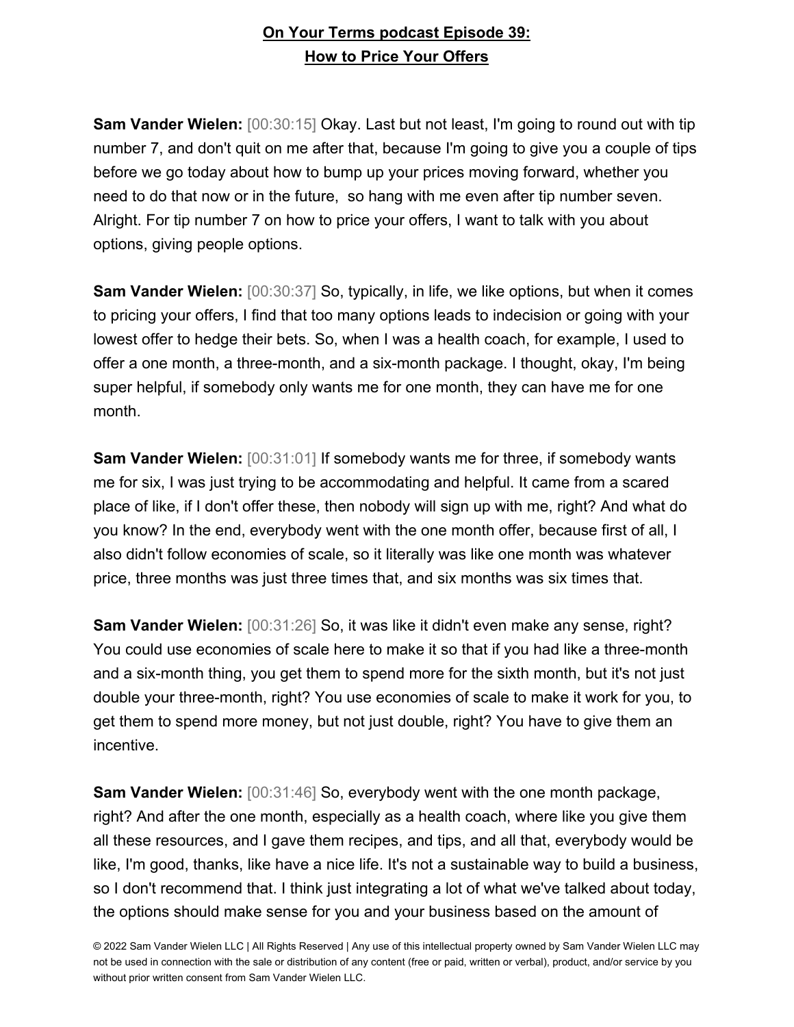**On Your Terms podcast Episode 39: How to Price Your Offers**

**Sam Vander Wielen:** [00:30:15] Okay. Last but not least, I'm going to round out with tip number 7, and don't quit on me after that, because I'm going to give you a couple of tips before we go today about how to bump up your prices moving forward, whether you need to do that now or in the future, so hang with me even after tip number seven. Alright. For tip number 7 on how to price your offers, I want to talk with you about options, giving people options.

**Sam Vander Wielen:** [00:30:37] So, typically, in life, we like options, but when it comes to pricing your offers, I find that too many options leads to indecision or going with your lowest offer to hedge their bets. So, when I was a health coach, for example, I used to offer a one month, a three-month, and a six-month package. I thought, okay, I'm being super helpful, if somebody only wants me for one month, they can have me for one month.

**Sam Vander Wielen:** [00:31:01] If somebody wants me for three, if somebody wants me for six, I was just trying to be accommodating and helpful. It came from a scared place of like, if I don't offer these, then nobody will sign up with me, right? And what do you know? In the end, everybody went with the one month offer, because first of all, I also didn't follow economies of scale, so it literally was like one month was whatever price, three months was just three times that, and six months was six times that.

**Sam Vander Wielen:** [00:31:26] So, it was like it didn't even make any sense, right? You could use economies of scale here to make it so that if you had like a three-month and a six-month thing, you get them to spend more for the sixth month, but it's not just double your three-month, right? You use economies of scale to make it work for you, to get them to spend more money, but not just double, right? You have to give them an incentive.

**Sam Vander Wielen:** [00:31:46] So, everybody went with the one month package, right? And after the one month, especially as a health coach, where like you give them all these resources, and I gave them recipes, and tips, and all that, everybody would be like, I'm good, thanks, like have a nice life. It's not a sustainable way to build a business, so I don't recommend that. I think just integrating a lot of what we've talked about today, the options should make sense for you and your business based on the amount of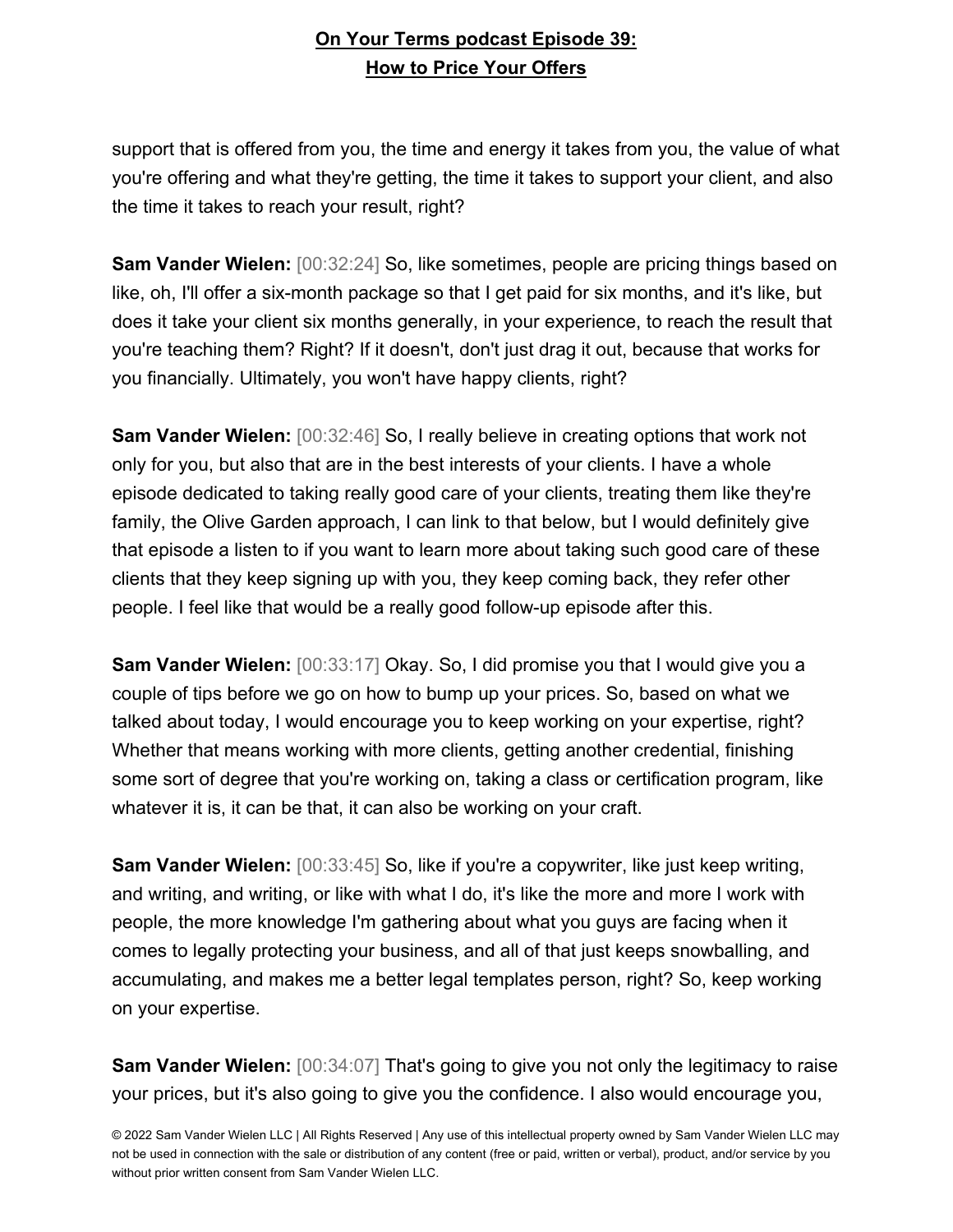support that is offered from you, the time and energy it takes from you, the value of what you're offering and what they're getting, the time it takes to support your client, and also the time it takes to reach your result, right?

**Sam Vander Wielen:** [00:32:24] So, like sometimes, people are pricing things based on like, oh, I'll offer a six-month package so that I get paid for six months, and it's like, but does it take your client six months generally, in your experience, to reach the result that you're teaching them? Right? If it doesn't, don't just drag it out, because that works for you financially. Ultimately, you won't have happy clients, right?

**Sam Vander Wielen:** [00:32:46] So, I really believe in creating options that work not only for you, but also that are in the best interests of your clients. I have a whole episode dedicated to taking really good care of your clients, treating them like they're family, the Olive Garden approach, I can link to that below, but I would definitely give that episode a listen to if you want to learn more about taking such good care of these clients that they keep signing up with you, they keep coming back, they refer other people. I feel like that would be a really good follow-up episode after this.

**Sam Vander Wielen:** [00:33:17] Okay. So, I did promise you that I would give you a couple of tips before we go on how to bump up your prices. So, based on what we talked about today, I would encourage you to keep working on your expertise, right? Whether that means working with more clients, getting another credential, finishing some sort of degree that you're working on, taking a class or certification program, like whatever it is, it can be that, it can also be working on your craft.

**Sam Vander Wielen:** [00:33:45] So, like if you're a copywriter, like just keep writing, and writing, and writing, or like with what I do, it's like the more and more I work with people, the more knowledge I'm gathering about what you guys are facing when it comes to legally protecting your business, and all of that just keeps snowballing, and accumulating, and makes me a better legal templates person, right? So, keep working on your expertise.

**Sam Vander Wielen:** [00:34:07] That's going to give you not only the legitimacy to raise your prices, but it's also going to give you the confidence. I also would encourage you,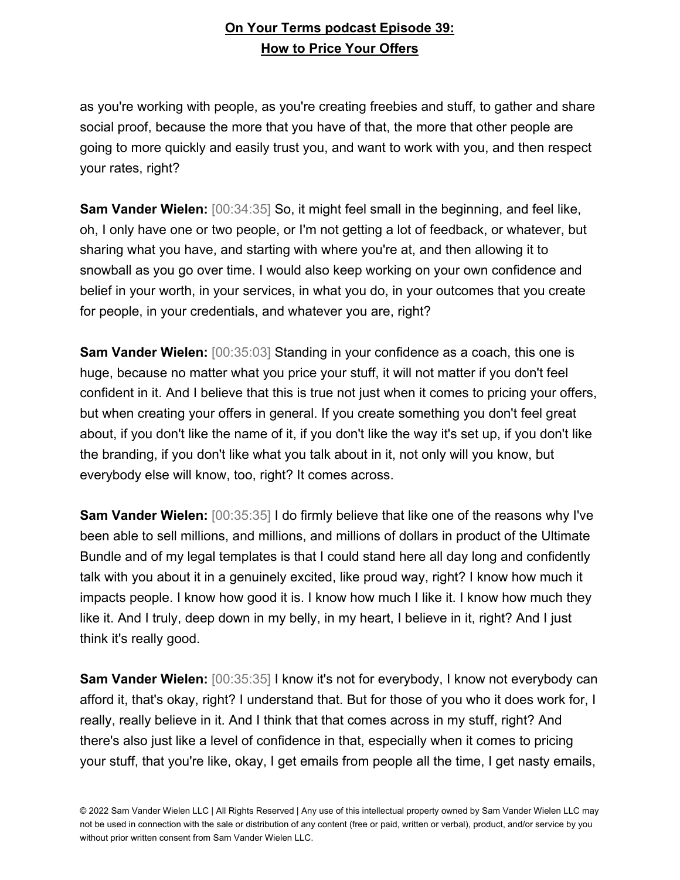as you're working with people, as you're creating freebies and stuff, to gather and share social proof, because the more that you have of that, the more that other people are going to more quickly and easily trust you, and want to work with you, and then respect your rates, right?

**Sam Vander Wielen:** [00:34:35] So, it might feel small in the beginning, and feel like, oh, I only have one or two people, or I'm not getting a lot of feedback, or whatever, but sharing what you have, and starting with where you're at, and then allowing it to snowball as you go over time. I would also keep working on your own confidence and belief in your worth, in your services, in what you do, in your outcomes that you create for people, in your credentials, and whatever you are, right?

**Sam Vander Wielen:** [00:35:03] Standing in your confidence as a coach, this one is huge, because no matter what you price your stuff, it will not matter if you don't feel confident in it. And I believe that this is true not just when it comes to pricing your offers, but when creating your offers in general. If you create something you don't feel great about, if you don't like the name of it, if you don't like the way it's set up, if you don't like the branding, if you don't like what you talk about in it, not only will you know, but everybody else will know, too, right? It comes across.

**Sam Vander Wielen:** [00:35:35] I do firmly believe that like one of the reasons why I've been able to sell millions, and millions, and millions of dollars in product of the Ultimate Bundle and of my legal templates is that I could stand here all day long and confidently talk with you about it in a genuinely excited, like proud way, right? I know how much it impacts people. I know how good it is. I know how much I like it. I know how much they like it. And I truly, deep down in my belly, in my heart, I believe in it, right? And I just think it's really good.

**Sam Vander Wielen:** [00:35:35] I know it's not for everybody, I know not everybody can afford it, that's okay, right? I understand that. But for those of you who it does work for, I really, really believe in it. And I think that that comes across in my stuff, right? And there's also just like a level of confidence in that, especially when it comes to pricing your stuff, that you're like, okay, I get emails from people all the time, I get nasty emails,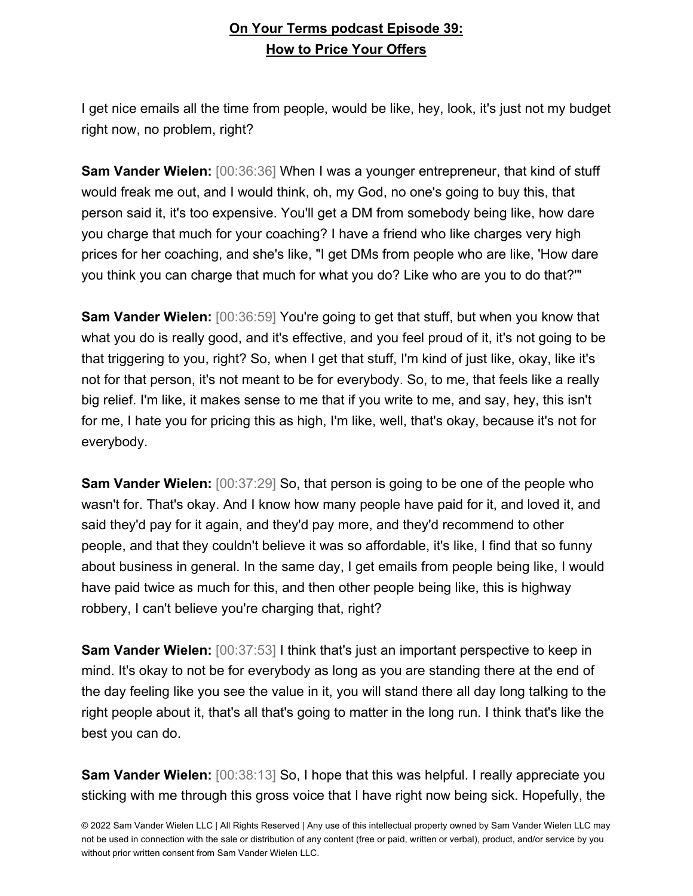I get nice emails all the time from people, would be like, hey, look, it's just not my budget right now, no problem, right?

**Sam Vander Wielen:** [00:36:36] When I was a younger entrepreneur, that kind of stuff would freak me out, and I would think, oh, my God, no one's going to buy this, that person said it, it's too expensive. You'll get a DM from somebody being like, how dare you charge that much for your coaching? I have a friend who like charges very high prices for her coaching, and she's like, "I get DMs from people who are like, 'How dare you think you can charge that much for what you do? Like who are you to do that?'"

**Sam Vander Wielen:** [00:36:59] You're going to get that stuff, but when you know that what you do is really good, and it's effective, and you feel proud of it, it's not going to be that triggering to you, right? So, when I get that stuff, I'm kind of just like, okay, like it's not for that person, it's not meant to be for everybody. So, to me, that feels like a really big relief. I'm like, it makes sense to me that if you write to me, and say, hey, this isn't for me, I hate you for pricing this as high, I'm like, well, that's okay, because it's not for everybody.

**Sam Vander Wielen:** [00:37:29] So, that person is going to be one of the people who wasn't for. That's okay. And I know how many people have paid for it, and loved it, and said they'd pay for it again, and they'd pay more, and they'd recommend to other people, and that they couldn't believe it was so affordable, it's like, I find that so funny about business in general. In the same day, I get emails from people being like, I would have paid twice as much for this, and then other people being like, this is highway robbery, I can't believe you're charging that, right?

**Sam Vander Wielen:** [00:37:53] I think that's just an important perspective to keep in mind. It's okay to not be for everybody as long as you are standing there at the end of the day feeling like you see the value in it, you will stand there all day long talking to the right people about it, that's all that's going to matter in the long run. I think that's like the best you can do.

**Sam Vander Wielen:** [00:38:13] So, I hope that this was helpful. I really appreciate you sticking with me through this gross voice that I have right now being sick. Hopefully, the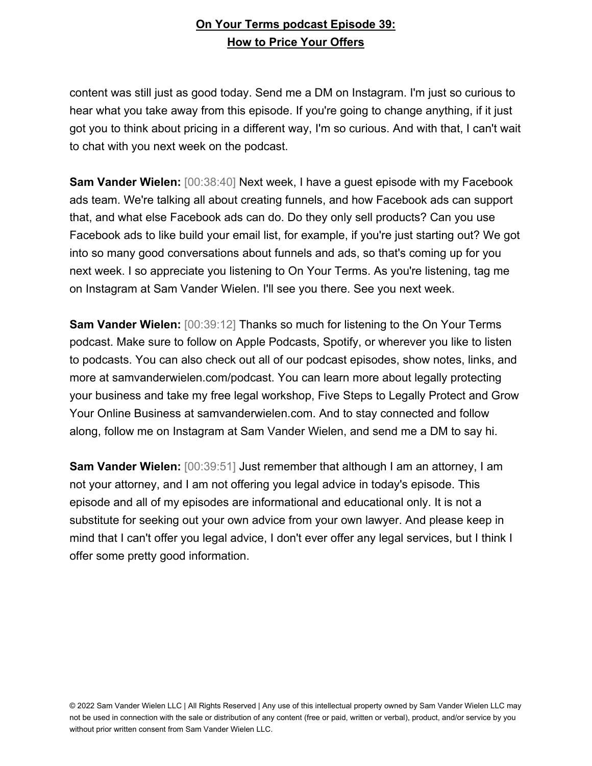content was still just as good today. Send me a DM on Instagram. I'm just so curious to hear what you take away from this episode. If you're going to change anything, if it just got you to think about pricing in a different way, I'm so curious. And with that, I can't wait to chat with you next week on the podcast.

**Sam Vander Wielen:** [00:38:40] Next week, I have a guest episode with my Facebook ads team. We're talking all about creating funnels, and how Facebook ads can support that, and what else Facebook ads can do. Do they only sell products? Can you use Facebook ads to like build your email list, for example, if you're just starting out? We got into so many good conversations about funnels and ads, so that's coming up for you next week. I so appreciate you listening to On Your Terms. As you're listening, tag me on Instagram at Sam Vander Wielen. I'll see you there. See you next week.

**Sam Vander Wielen:** [00:39:12] Thanks so much for listening to the On Your Terms podcast. Make sure to follow on Apple Podcasts, Spotify, or wherever you like to listen to podcasts. You can also check out all of our podcast episodes, show notes, links, and more at samvanderwielen.com/podcast. You can learn more about legally protecting your business and take my free legal workshop, Five Steps to Legally Protect and Grow Your Online Business at samvanderwielen.com. And to stay connected and follow along, follow me on Instagram at Sam Vander Wielen, and send me a DM to say hi.

**Sam Vander Wielen:** [00:39:51] Just remember that although I am an attorney, I am not your attorney, and I am not offering you legal advice in today's episode. This episode and all of my episodes are informational and educational only. It is not a substitute for seeking out your own advice from your own lawyer. And please keep in mind that I can't offer you legal advice, I don't ever offer any legal services, but I think I offer some pretty good information.